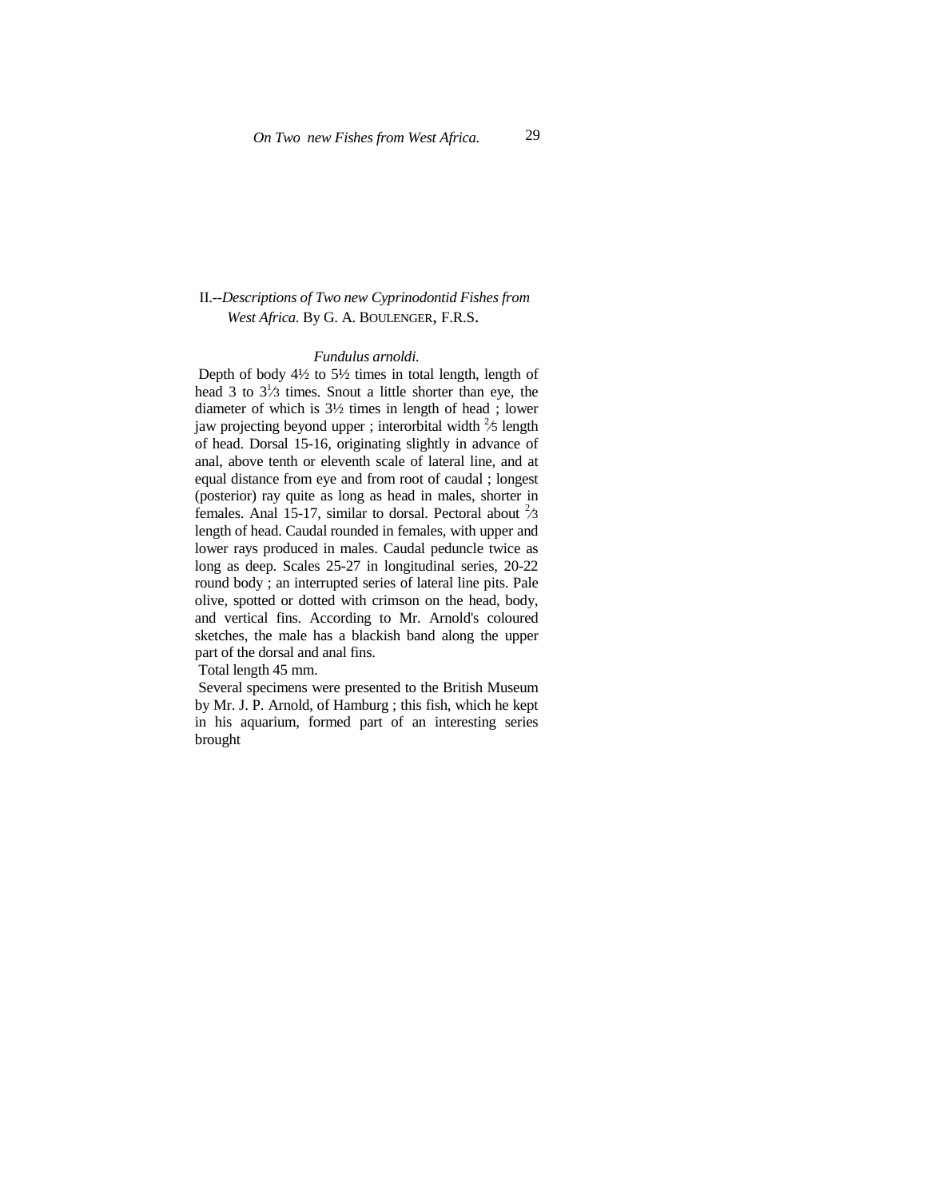## II.--*Descriptions of Two new Cyprinodontid Fishes from West Africa.* By G. A. Boulenger, F.R.S.

### *Fundulus arnoldi.*

Depth of body 4½ to 5½ times in total length, length of head 3 to 3⅓ times. Snout a little shorter than eye, the diameter of which is 3½ times in length of head ; lower jaw projecting beyond upper ; interorbital width ⅖ length of head. Dorsal 15-16, originating slightly in advance of anal, above tenth or eleventh scale of lateral line, and at equal distance from eye and from root of caudal ; longest (posterior) ray quite as long as head in males, shorter in females. Anal 15-17, similar to dorsal. Pectoral about ⅔ length of head. Caudal rounded in females, with upper and lower rays produced in males. Caudal peduncle twice as long as deep. Scales 25-27 in longitudinal series, 20-22 round body ; an interrupted series of lateral line pits. Pale olive, spotted or dotted with crimson on the head, body, and vertical fins. According to Mr. Arnold's coloured sketches, the male has a blackish band along the upper part of the dorsal and anal fins.

Total length 45 mm.

Several specimens were presented to the British Museum by Mr. J. P. Arnold, of Hamburg ; this fish, which he kept in his aquarium, formed part of an interesting series brought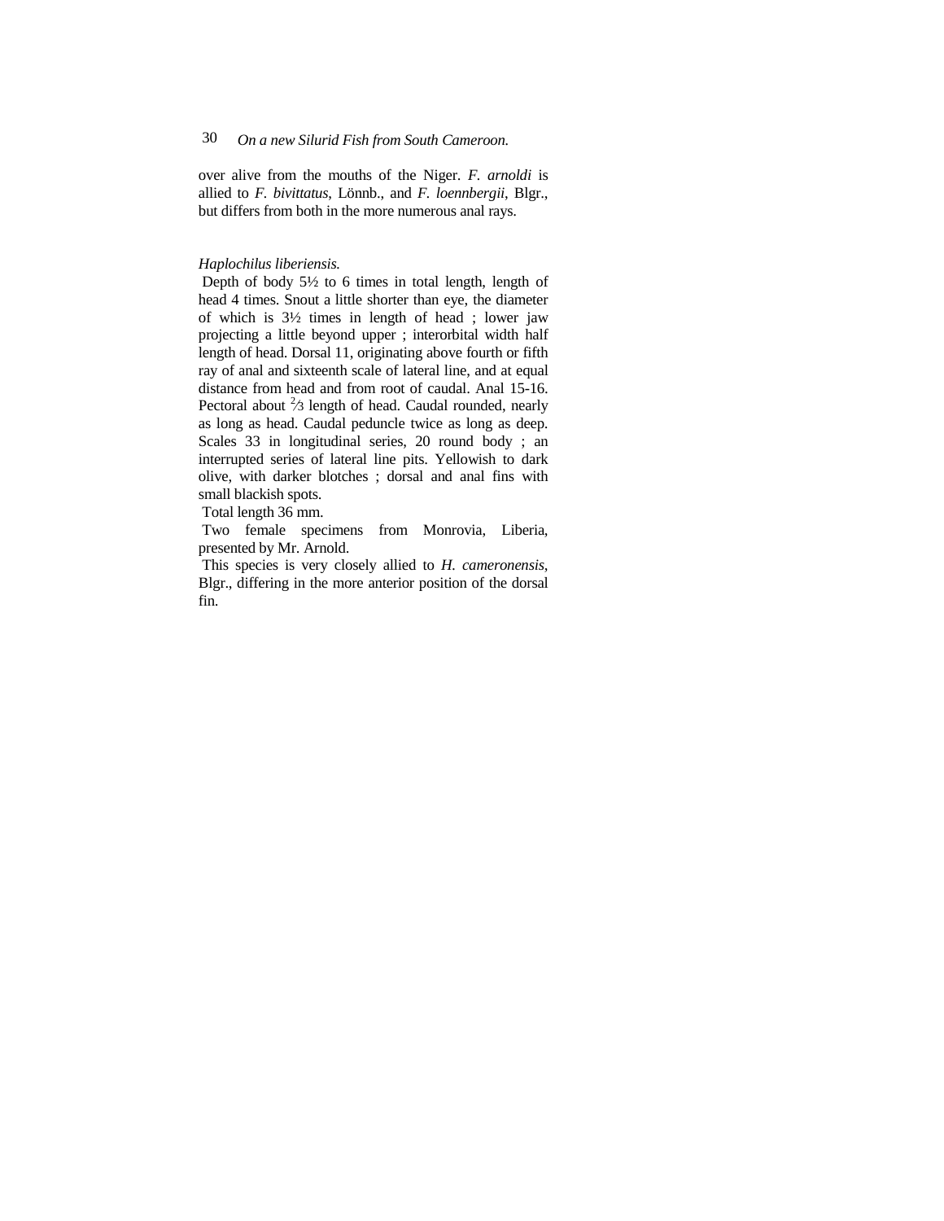over alive from the mouths of the Niger. *F. arnoldi* is allied to *F. bivittatus*, Lönnb., and *F. loennbergii*, Blgr., but differs from both in the more numerous anal rays.

*Haplochilus liberiensis.*

Depth of body 5½ to 6 times in total length, length of head 4 times. Snout a little shorter than eye, the diameter of which is 3½ times in length of head ; lower jaw projecting a little beyond upper ; interorbital width half length of head. Dorsal 11, originating above fourth or fifth ray of anal and sixteenth scale of lateral line, and at equal distance from head and from root of caudal. Anal 15-16. Pectoral about ⅔ length of head. Caudal rounded, nearly as long as head. Caudal peduncle twice as long as deep. Scales 33 in longitudinal series, 20 round body ; an interrupted series of lateral line pits. Yellowish to dark olive, with darker blotches ; dorsal and anal fins with small blackish spots.

Total length 36 mm.

Two female specimens from Monrovia, Liberia, presented by Mr. Arnold.

This species is very closely allied to *H. cameronensis*, Blgr., differing in the more anterior position of the dorsal fin.